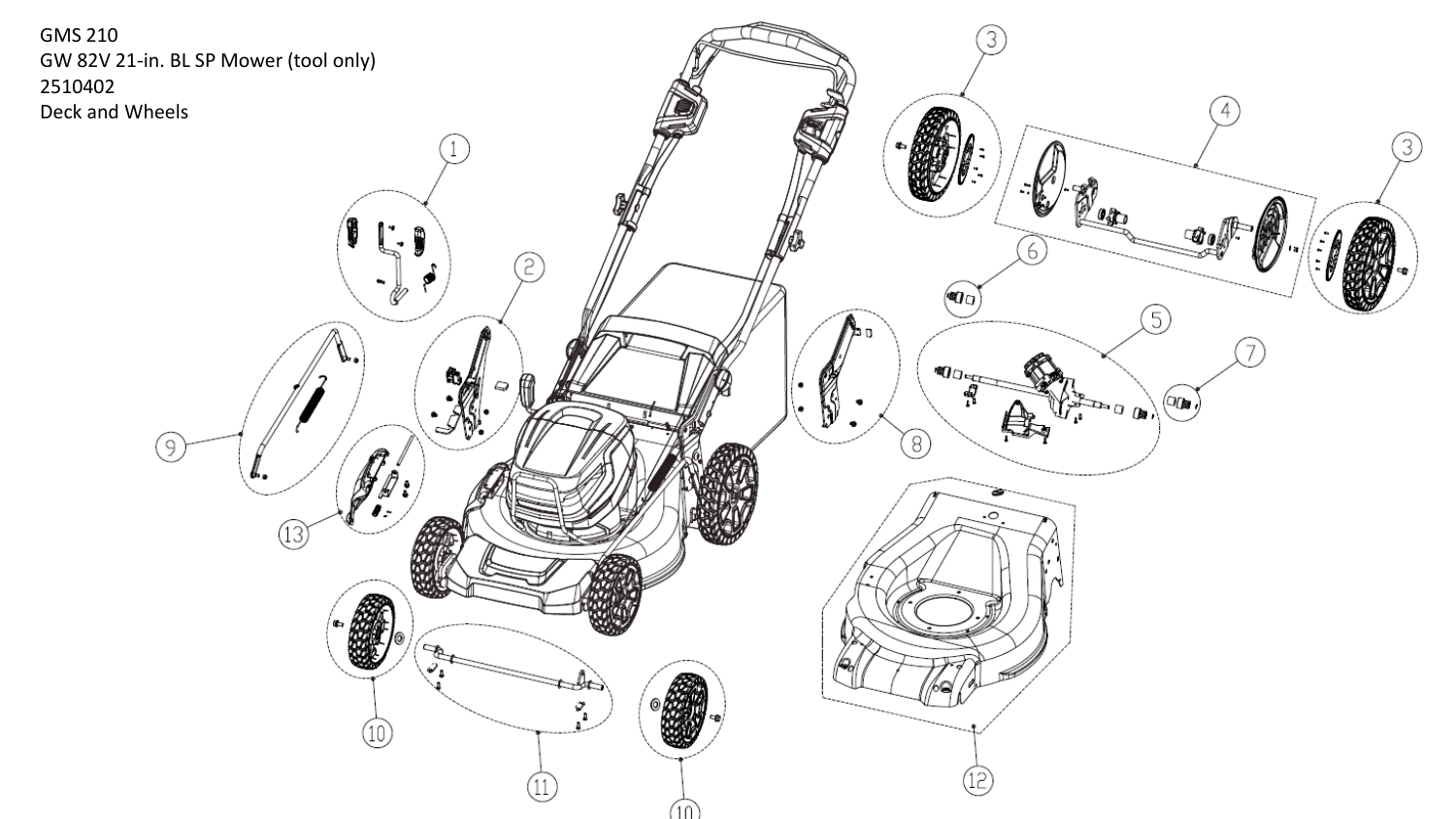GMS 210

GW 82V 21-in. BL SP Mower (tool only)

2510402

Deck and Wheels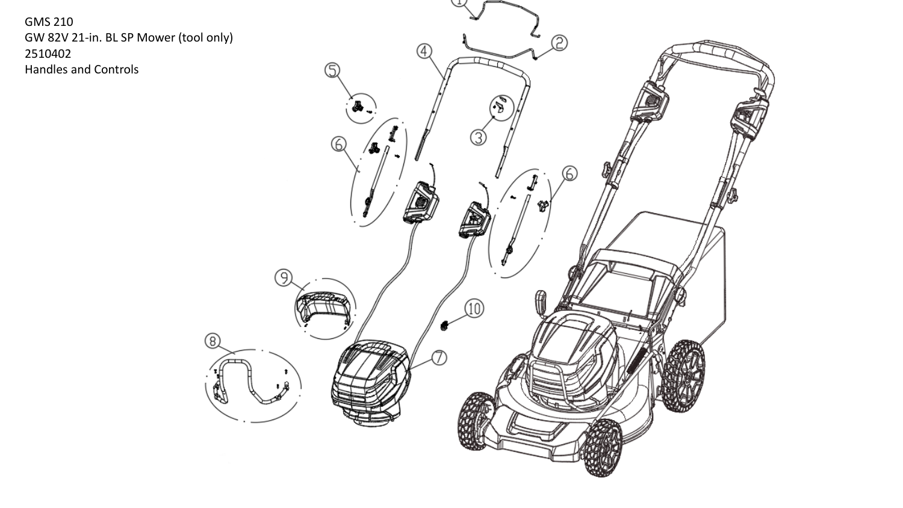GMS 210

GW 82V 21-in. BL SP Mower (tool only)

2510402

Handles and Controls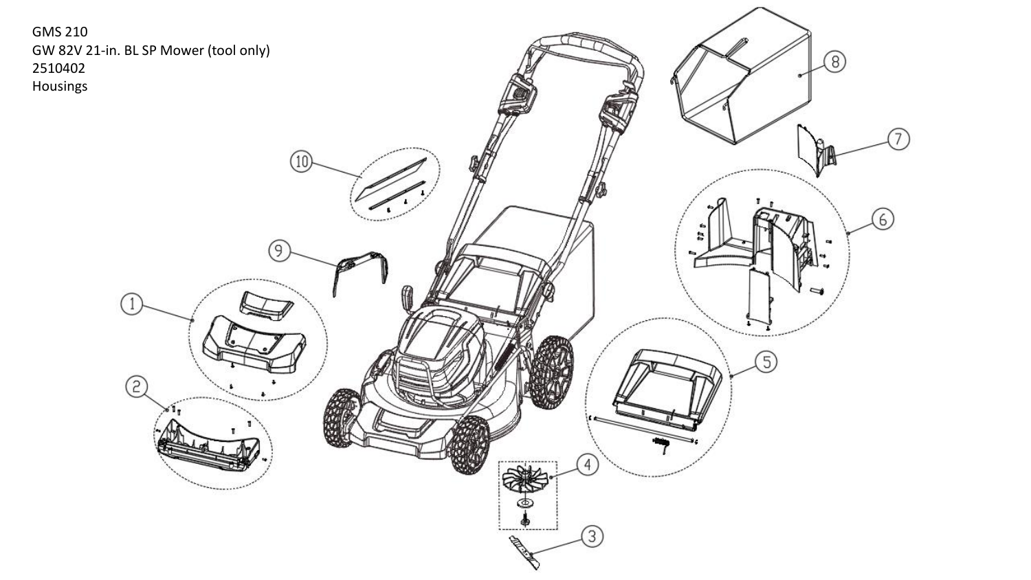GMS 210
GW 82V 21-in. BL SP Mower (tool only)
2510402
Housings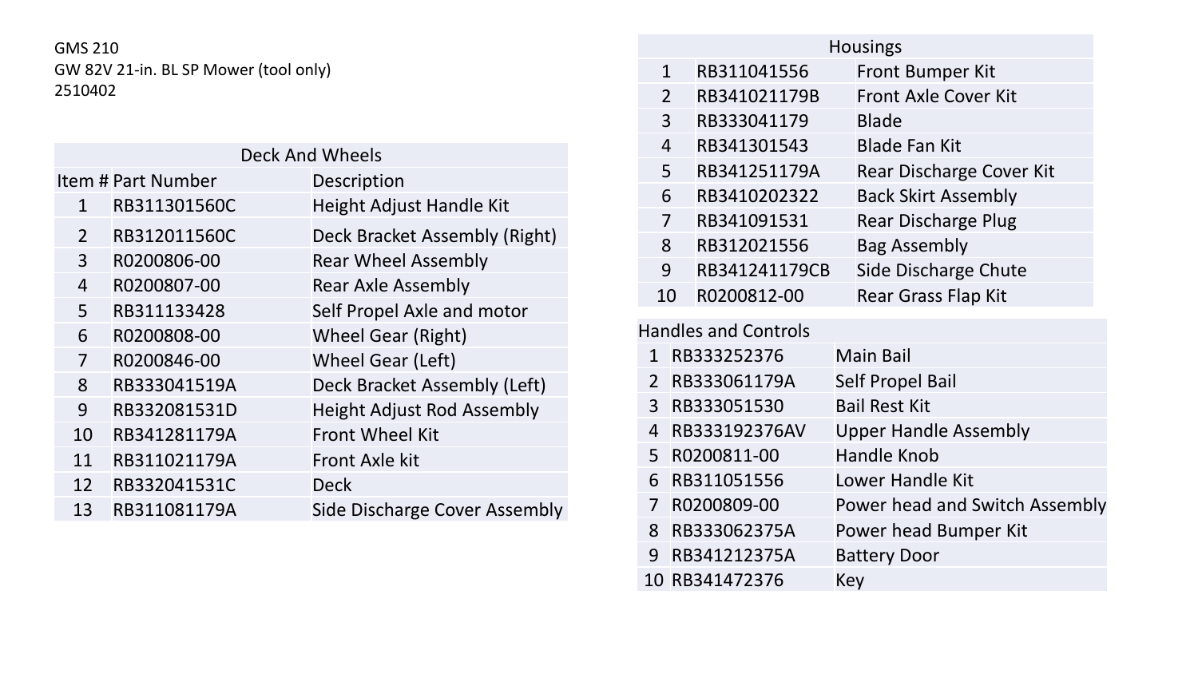GMS 210
GW 82V 21-in. BL SP Mower (tool only)
2510402

| Deck And Wheels | | |
|---|---|---|
| Item # | Part Number | Description |
| 1 | RB311301560C | Height Adjust Handle Kit |
| 2 | RB312011560C | Deck Bracket Assembly (Right) |
| 3 | R0200806-00 | Rear Wheel Assembly |
| 4 | R0200807-00 | Rear Axle Assembly |
| 5 | RB311133428 | Self Propel Axle and motor |
| 6 | R0200808-00 | Wheel Gear (Right) |
| 7 | R0200846-00 | Wheel Gear (Left) |
| 8 | RB333041519A | Deck Bracket Assembly (Left) |
| 9 | RB332081531D | Height Adjust Rod Assembly |
| 10 | RB341281179A | Front Wheel Kit |
| 11 | RB311021179A | Front Axle kit |
| 12 | RB332041531C | Deck |
| 13 | RB311081179A | Side Discharge Cover Assembly |

| Housings | | |
|---|---|---|
| 1 | RB311041556 | Front Bumper Kit |
| 2 | RB341021179B | Front Axle Cover Kit |
| 3 | RB333041179 | Blade |
| 4 | RB341301543 | Blade Fan Kit |
| 5 | RB341251179A | Rear Discharge Cover Kit |
| 6 | RB3410202322 | Back Skirt Assembly |
| 7 | RB341091531 | Rear Discharge Plug |
| 8 | RB312021556 | Bag Assembly |
| 9 | RB341241179CB | Side Discharge Chute |
| 10 | R0200812-00 | Rear Grass Flap Kit |

| Handles and Controls | | |
|---|---|---|
| 1 | RB333252376 | Main Bail |
| 2 | RB333061179A | Self Propel Bail |
| 3 | RB333051530 | Bail Rest Kit |
| 4 | RB333192376AV | Upper Handle Assembly |
| 5 | R0200811-00 | Handle Knob |
| 6 | RB311051556 | Lower Handle Kit |
| 7 | R0200809-00 | Power head and Switch Assembly |
| 8 | RB333062375A | Power head Bumper Kit |
| 9 | RB341212375A | Battery Door |
| 10 | RB341472376 | Key |